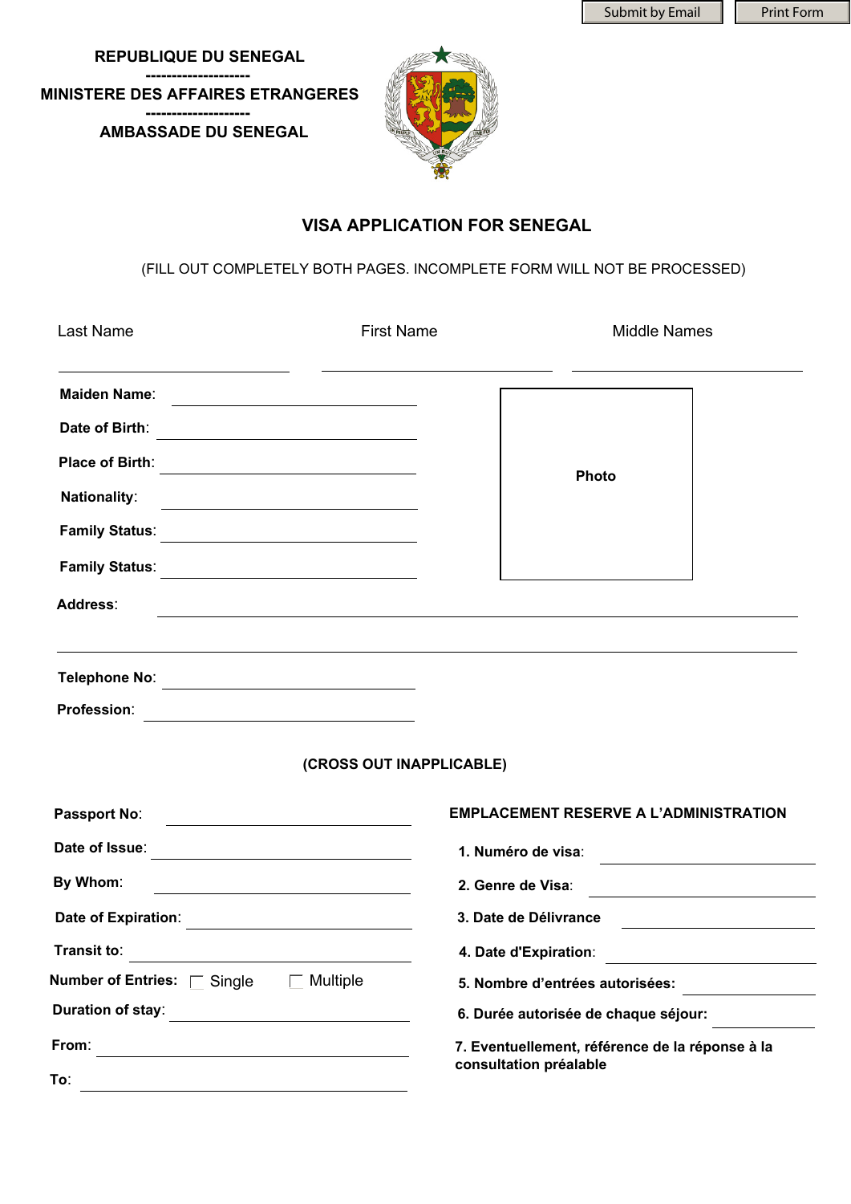**REPUBLIQUE DU SENEGAL**

--------------------

**MINISTERE DES AFFAIRES ETRANGERES**

--------------------

**AMBASSADE DU SENEGAL**

# VISA APPLICATION FOR SENEGAL

(FILL OUT COMPLETELY BOTH PAGES. INCOMPLETE FORM WILL NOT BE PROCESSED)

| Last Name | First Name | Middle Names |
|---|---|---|
| | | |

**Maiden Name**: \_\_\_\_\_\_\_\_\_\_\_\_\_\_\_\_\_\_\_\_

**Date of Birth**: \_\_\_\_\_\_\_\_\_\_\_\_\_\_\_\_\_\_\_\_

**Place of Birth**: \_\_\_\_\_\_\_\_\_\_\_\_\_\_\_\_\_\_\_\_

**Nationality**: \_\_\_\_\_\_\_\_\_\_\_\_\_\_\_\_\_\_\_\_

**Family Status**: \_\_\_\_\_\_\_\_\_\_\_\_\_\_\_\_\_\_\_\_

**Family Status**: \_\_\_\_\_\_\_\_\_\_\_\_\_\_\_\_\_\_\_\_

**Photo**

**Address**: \_\_\_\_\_\_\_\_\_\_\_\_\_\_\_\_\_\_\_\_\_\_\_\_\_\_\_\_\_\_\_\_\_\_\_\_\_\_\_\_

\_\_\_\_\_\_\_\_\_\_\_\_\_\_\_\_\_\_\_\_\_\_\_\_\_\_\_\_\_\_\_\_\_\_\_\_\_\_\_\_\_\_\_\_\_\_\_\_

**Telephone No**: \_\_\_\_\_\_\_\_\_\_\_\_\_\_\_\_\_\_\_\_

**Profession**: \_\_\_\_\_\_\_\_\_\_\_\_\_\_\_\_\_\_\_\_

**(CROSS OUT INAPPLICABLE)**

**Passport No**: \_\_\_\_\_\_\_\_\_\_\_\_\_\_\_\_\_\_\_\_

**Date of Issue**: \_\_\_\_\_\_\_\_\_\_\_\_\_\_\_\_\_\_\_\_

**By Whom**: \_\_\_\_\_\_\_\_\_\_\_\_\_\_\_\_\_\_\_\_

**Date of Expiration**: \_\_\_\_\_\_\_\_\_\_\_\_\_\_\_\_\_\_\_\_

**Transit to**: \_\_\_\_\_\_\_\_\_\_\_\_\_\_\_\_\_\_\_\_

**Number of Entries:** ☐ Single ☐ Multiple

**Duration of stay**: \_\_\_\_\_\_\_\_\_\_\_\_\_\_\_\_\_\_\_\_

**From**: \_\_\_\_\_\_\_\_\_\_\_\_\_\_\_\_\_\_\_\_

**To**: \_\_\_\_\_\_\_\_\_\_\_\_\_\_\_\_\_\_\_\_

**EMPLACEMENT RESERVE A L'ADMINISTRATION**

1. **Numéro de visa**: \_\_\_\_\_\_\_\_\_\_\_\_\_\_\_\_\_\_\_\_
2. **Genre de Visa**: \_\_\_\_\_\_\_\_\_\_\_\_\_\_\_\_\_\_\_\_
3. **Date de Délivrance** \_\_\_\_\_\_\_\_\_\_\_\_\_\_\_\_\_\_\_\_
4. **Date d'Expiration**: \_\_\_\_\_\_\_\_\_\_\_\_\_\_\_\_\_\_\_\_
5. **Nombre d'entrées autorisées:** \_\_\_\_\_\_\_\_\_\_\_\_\_\_\_\_\_\_\_\_
6. **Durée autorisée de chaque séjour:** \_\_\_\_\_\_\_\_\_\_\_\_\_\_\_\_\_\_\_\_
7. **Eventuellement, référence de la réponse à la consultation préalable**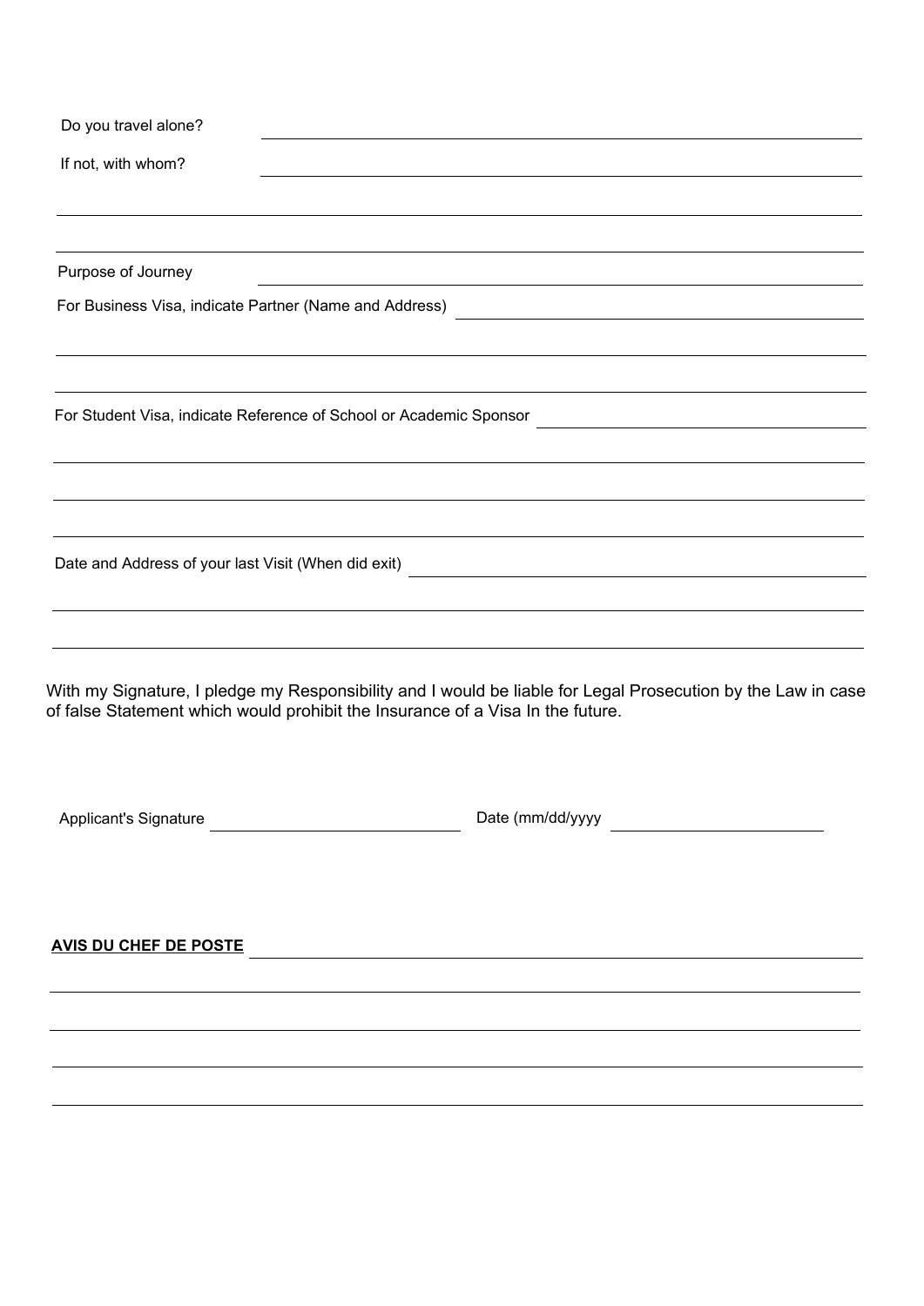Do you travel alone? ______________________________

If not, with whom? ______________________________

______________________________

______________________________

Purpose of Journey ______________________________

For Business Visa, indicate Partner (Name and Address) ______________________________

______________________________

______________________________

For Student Visa, indicate Reference of School or Academic Sponsor ______________________________

______________________________

______________________________

______________________________

Date and Address of your last Visit (When did exit) ______________________________

______________________________

______________________________

With my Signature, I pledge my Responsibility and I would be liable for Legal Prosecution by the Law in case of false Statement which would prohibit the Insurance of a Visa In the future.

Applicant's Signature ______________________________ Date (mm/dd/yyyy ______________________________

**AVIS DU CHEF DE POSTE** ______________________________

______________________________

______________________________

______________________________

______________________________